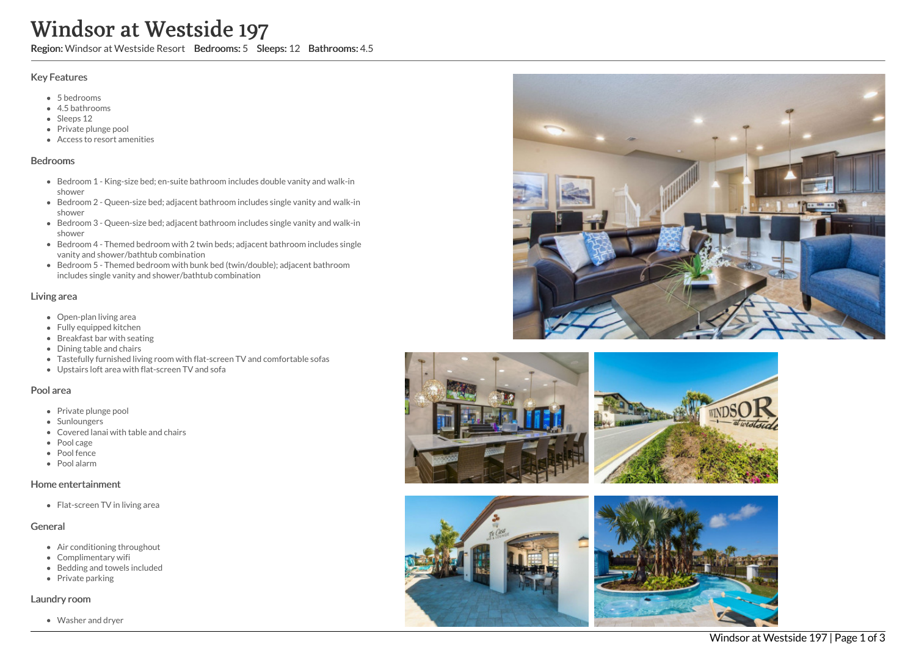# Windsor at Westside 197

**Region:** Windsor at Westside Resort **Bedrooms:** 5 **Sleeps:** 12 **Bathrooms:** 4.5

## Key Features

- 5 bedrooms
- 4.5 bathrooms
- Sleeps 12
- Private plunge pool
- Access to resort amenities

## Bedrooms

- Bedroom 1 - King-size bed; en-suite bathroom includes double vanity and walk-in shower
- Bedroom 2 - Queen-size bed; adjacent bathroom includes single vanity and walk-in shower
- Bedroom 3 - Queen-size bed; adjacent bathroom includes single vanity and walk-in shower
- Bedroom 4 - Themed bedroom with 2 twin beds; adjacent bathroom includes single vanity and shower/bathtub combination
- Bedroom 5 - Themed bedroom with bunk bed (twin/double); adjacent bathroom includes single vanity and shower/bathtub combination

## Living area

- Open-plan living area
- Fully equipped kitchen
- Breakfast bar with seating
- Dining table and chairs
- Tastefully furnished living room with flat-screen TV and comfortable sofas
- Upstairs loft area with flat-screen TV and sofa

## Pool area

- Private plunge pool
- Sunloungers
- Covered lanai with table and chairs
- Pool cage
- Pool fence
- Pool alarm

## Home entertainment

- Flat-screen TV in living area

## General

- Air conditioning throughout
- Complimentary wifi
- Bedding and towels included
- Private parking

## Laundry room

- Washer and dryer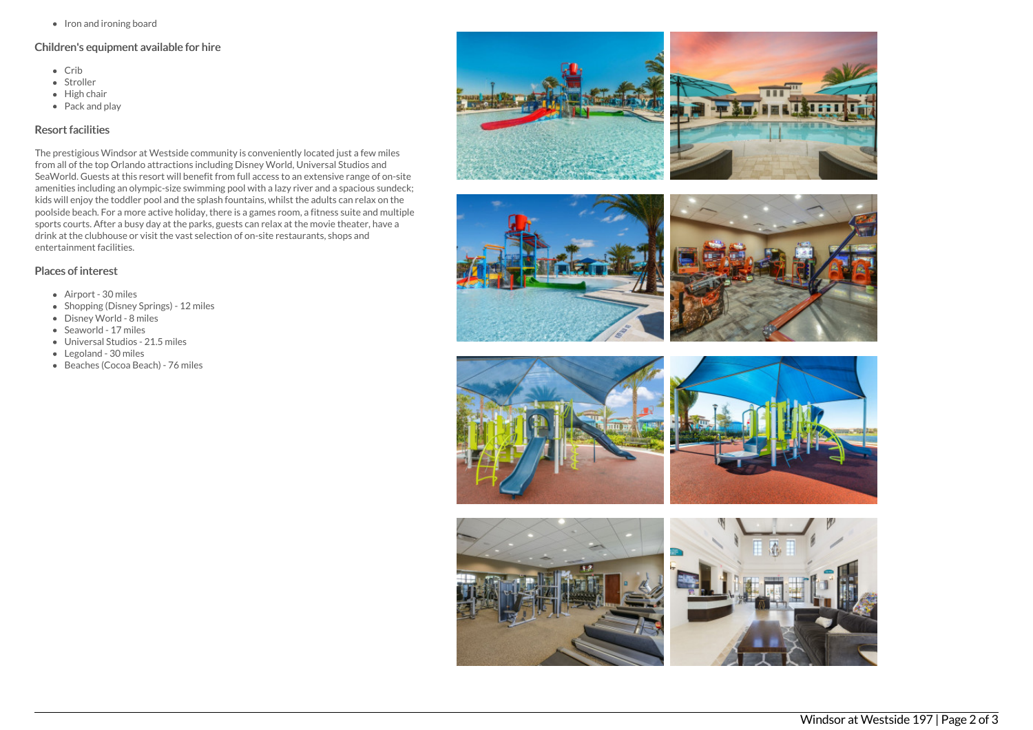- Iron and ironing board

## Children's equipment available for hire

- Crib
- Stroller
- High chair
- Pack and play

## Resort facilities

The prestigious Windsor at Westside community is conveniently located just a few miles from all of the top Orlando attractions including Disney World, Universal Studios and SeaWorld. Guests at this resort will benefit from full access to an extensive range of on-site amenities including an olympic-size swimming pool with a lazy river and a spacious sundeck; kids will enjoy the toddler pool and the splash fountains, whilst the adults can relax on the poolside beach. For a more active holiday, there is a games room, a fitness suite and multiple sports courts. After a busy day at the parks, guests can relax at the movie theater, have a drink at the clubhouse or visit the vast selection of on-site restaurants, shops and entertainment facilities.

## Places of interest

- Airport - 30 miles
- Shopping (Disney Springs) - 12 miles
- Disney World - 8 miles
- Seaworld - 17 miles
- Universal Studios - 21.5 miles
- Legoland - 30 miles
- Beaches (Cocoa Beach) - 76 miles